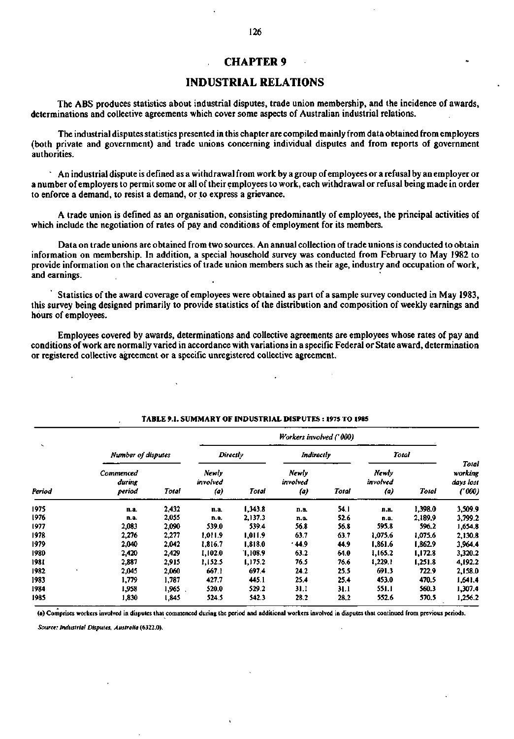# CHAPTER 9

## INDUSTRIAL RELATIONS

The ABS produces statistics about industrial disputes, trade union membership, and the incidence of awards, determinations and collective agreements which cover some aspects of Australian industrial relations.

The industrial disputes statistics presented in this chapter are compiled mainly from data obtained from employers (both private and government) and trade unions concerning individual disputes and from reports of government authorities.

An industrial dispute is defined as a withdrawal from work by a group of employees or a refusal by an employer or a number of employers to permit some or all of their employees to work, each withdrawal or refusal being made in order to enforce a demand, to resist a demand, or to express a grievance.

A trade union is defined as an organisation, consisting predominantly of employees, the principal activities of which include the negotiation of rates of pay and conditions of employment for its members.

Data on trade unions are obtained from two sources. An annual collection of trade unions is conducted to obtain information on membership. In addition, a special household survey was conducted from February to May 1982 to provide information on the characteristics of trade union members such as their age, industry and occupation of work, and earnings.

Statistics of the award coverage of employees were obtained as part of a sample survey conducted in May 1983, this survey being designed primarily to provide statistics of the distribution and composition of weekly earnings and hours of employees.

Employees covered by awards, determinations and collective agreements are employees whose rates of pay and conditions of work are normally varied in accordance with variations in a specific Federal or State award, determination or registered collective agreement or a specific unregistered collective agreement.

**TABLE 9.1. SUMMARY OF INDUSTRIAL DISPUTES : 1975 TO 1985**

| | *Number of disputes* | | *Workers involved ('000)* | | | | | | |
|---|---|---|---|---|---|---|---|---|---|
| | | | *Directly* | | *Indirectly* | | *Total* | | |
| *Period* | *Commenced during period* | *Total* | *Newly involved (a)* | *Total* | *Newly involved (a)* | *Total* | *Newly involved (a)* | *Total* | *Total working days lost ('000)* |
| 1975 | n.a. | 2,432 | n.a. | 1,343.8 | n.a. | 54.1 | n.a. | 1,398.0 | 3,509.9 |
| 1976 | n.a. | 2,055 | n.a. | 2,137.3 | n.a. | 52.6 | n.a. | 2,189.9 | 3,799.2 |
| 1977 | 2,083 | 2,090 | 539.0 | 539.4 | 56.8 | 56.8 | 595.8 | 596.2 | 1,654.8 |
| 1978 | 2,276 | 2,277 | 1,011.9 | 1,011.9 | 63.7 | 63.7 | 1,075.6 | 1,075.6 | 2,130.8 |
| 1979 | 2,040 | 2,042 | 1,816.7 | 1,818.0 | 44.9 | 44.9 | 1,861.6 | 1,862.9 | 3,964.4 |
| 1980 | 2,420 | 2,429 | 1,102.0 | 1,108.9 | 63.2 | 64.0 | 1,165.2 | 1,172.8 | 3,320.2 |
| 1981 | 2,887 | 2,915 | 1,152.5 | 1,175.2 | 76.5 | 76.6 | 1,229.1 | 1,251.8 | 4,192.2 |
| 1982 | 2,045 | 2,060 | 667.1 | 697.4 | 24.2 | 25.5 | 691.3 | 722.9 | 2,158.0 |
| 1983 | 1,779 | 1,787 | 427.7 | 445.1 | 25.4 | 25.4 | 453.0 | 470.5 | 1,641.4 |
| 1984 | 1,958 | 1,965 | 520.0 | 529.2 | 31.1 | 31.1 | 551.1 | 560.3 | 1,307.4 |
| 1985 | 1,830 | 1,845 | 524.5 | 542.3 | 28.2 | 28.2 | 552.6 | 570.5 | 1,256.2 |

(a) Comprises workers involved in disputes that commenced during the period and additional workers involved in disputes that continued from previous periods.

*Source: Industrial Disputes, Australia (6322.0).*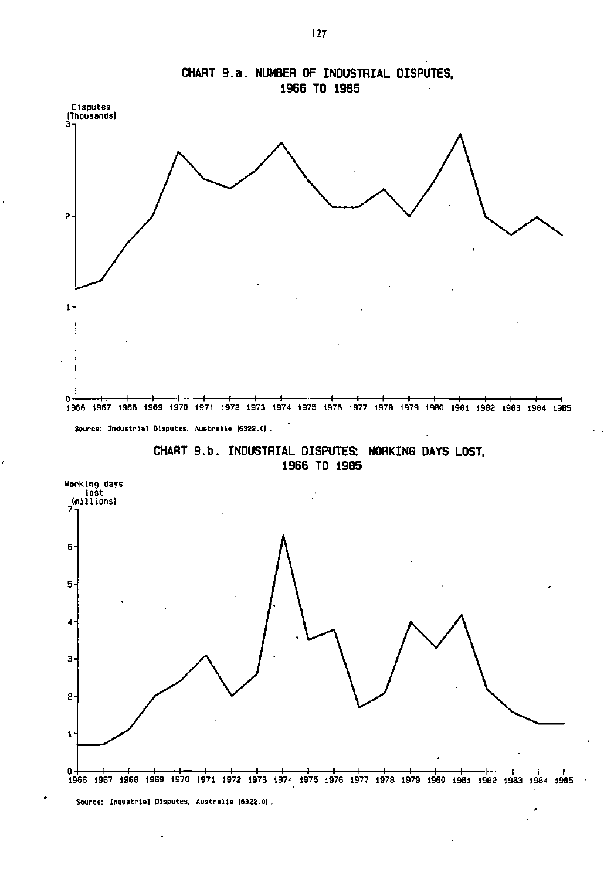## CHART 9.a. NUMBER OF INDUSTRIAL DISPUTES, 1966 TO 1985

Disputes (Thousands)

Source: Industrial Disputes, Australia (6322.0).

## CHART 9.b. INDUSTRIAL DISPUTES: WORKING DAYS LOST, 1966 TO 1985

Working days lost (millions)

Source: Industrial Disputes, Australia (6322.0).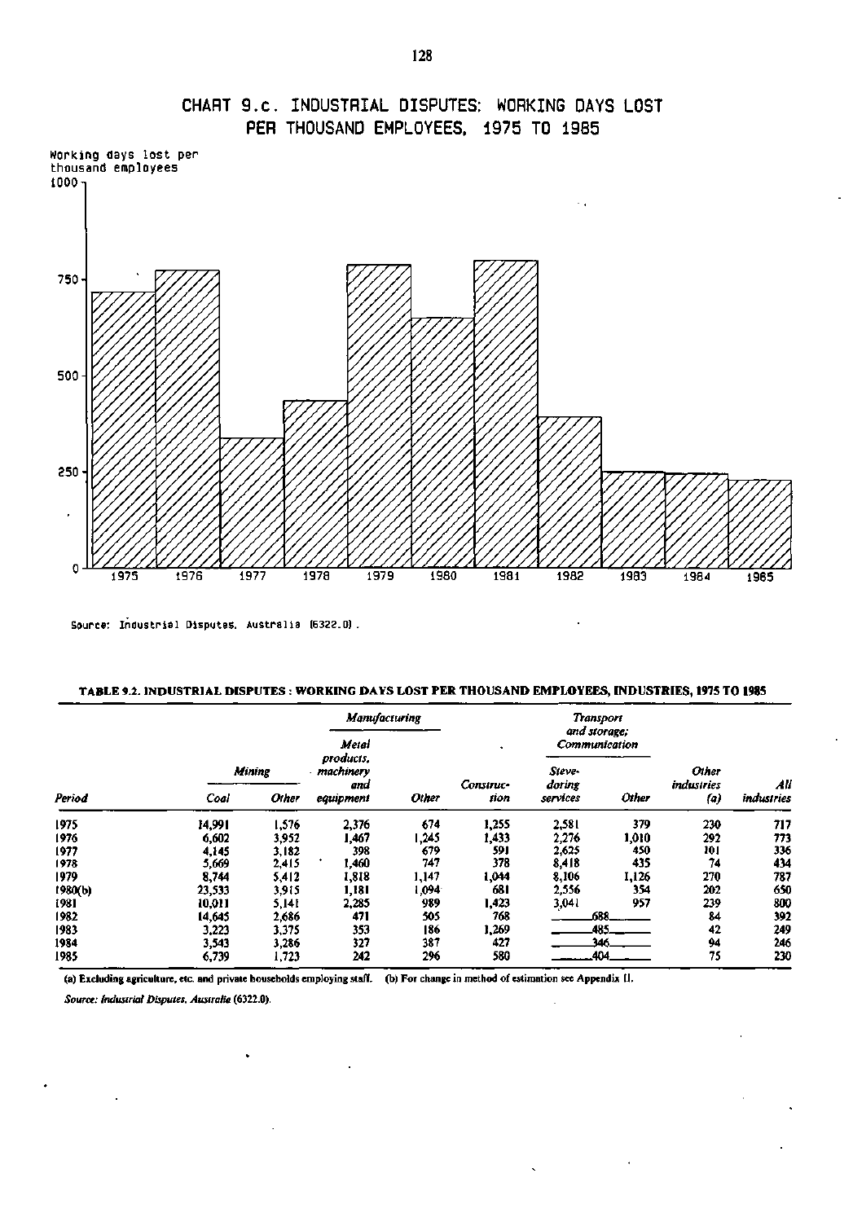## CHART 9.c. INDUSTRIAL DISPUTES: WORKING DAYS LOST PER THOUSAND EMPLOYEES, 1975 TO 1985

Working days lost per thousand employees

Source: Industrial Disputes, Australia (6322.0).

**TABLE 9.2. INDUSTRIAL DISPUTES : WORKING DAYS LOST PER THOUSAND EMPLOYEES, INDUSTRIES, 1975 TO 1985**

| Period | Mining | | Manufacturing | | Construction | Transport and storage; Communication | | Other industries (a) | All industries |
|---|---|---|---|---|---|---|---|---|---|
| | Coal | Other | Metal products, machinery and equipment | Other | | Stevedoring services | Other | | |
| 1975 | 14,991 | 1,576 | 2,376 | 674 | 1,255 | 2,581 | 379 | 230 | 717 |
| 1976 | 6,602 | 3,952 | 1,467 | 1,245 | 1,433 | 2,276 | 1,010 | 292 | 773 |
| 1977 | 4,145 | 3,182 | 398 | 679 | 591 | 2,625 | 450 | 101 | 336 |
| 1978 | 5,669 | 2,415 | 1,460 | 747 | 378 | 8,418 | 435 | 74 | 434 |
| 1979 | 8,744 | 5,412 | 1,818 | 1,147 | 1,044 | 8,106 | 1,126 | 270 | 787 |
| 1980(b) | 23,533 | 3,915 | 1,181 | 1,094 | 681 | 2,556 | 354 | 202 | 650 |
| 1981 | 10,011 | 5,141 | 2,285 | 989 | 1,423 | 3,041 | 957 | 239 | 800 |
| 1982 | 14,645 | 2,686 | 471 | 505 | 768 | 688 | | 84 | 392 |
| 1983 | 3,223 | 3,375 | 353 | 186 | 1,269 | 485 | | 42 | 249 |
| 1984 | 3,543 | 3,286 | 327 | 387 | 427 | 346 | | 94 | 246 |
| 1985 | 6,739 | 1,723 | 242 | 296 | 580 | 404 | | 75 | 230 |

(a) Excluding agriculture, etc. and private households employing staff. (b) For change in method of estimation see Appendix II.

*Source: Industrial Disputes, Australia (6322.0).*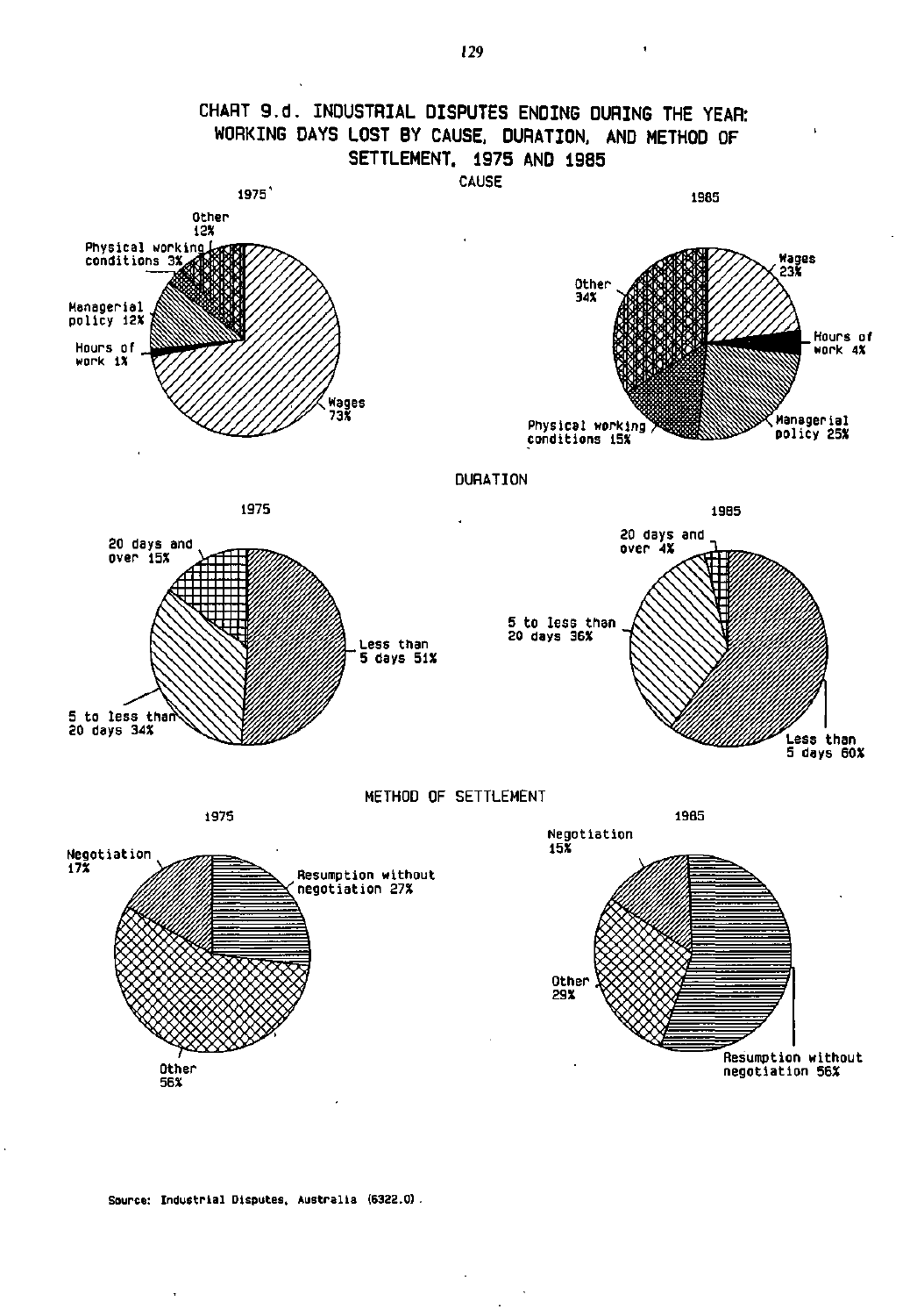# CHART 9.d. INDUSTRIAL DISPUTES ENDING DURING THE YEAR: WORKING DAYS LOST BY CAUSE, DURATION, AND METHOD OF SETTLEMENT, 1975 AND 1985

## CAUSE

**1975**

- Wages 73%
- Hours of work 1%
- Managerial policy 12%
- Physical working conditions 3%
- Other 12%

**1985**

- Wages 23%
- Hours of work 4%
- Managerial policy 25%
- Physical working conditions 15%
- Other 34%

## DURATION

**1975**

- Less than 5 days 51%
- 5 to less than 20 days 34%
- 20 days and over 15%

**1985**

- Less than 5 days 60%
- 5 to less than 20 days 36%
- 20 days and over 4%

## METHOD OF SETTLEMENT

**1975**

- Resumption without negotiation 27%
- Other 56%
- Negotiation 17%

**1985**

- Resumption without negotiation 56%
- Other 29%
- Negotiation 15%

Source: Industrial Disputes, Australia (6322.0).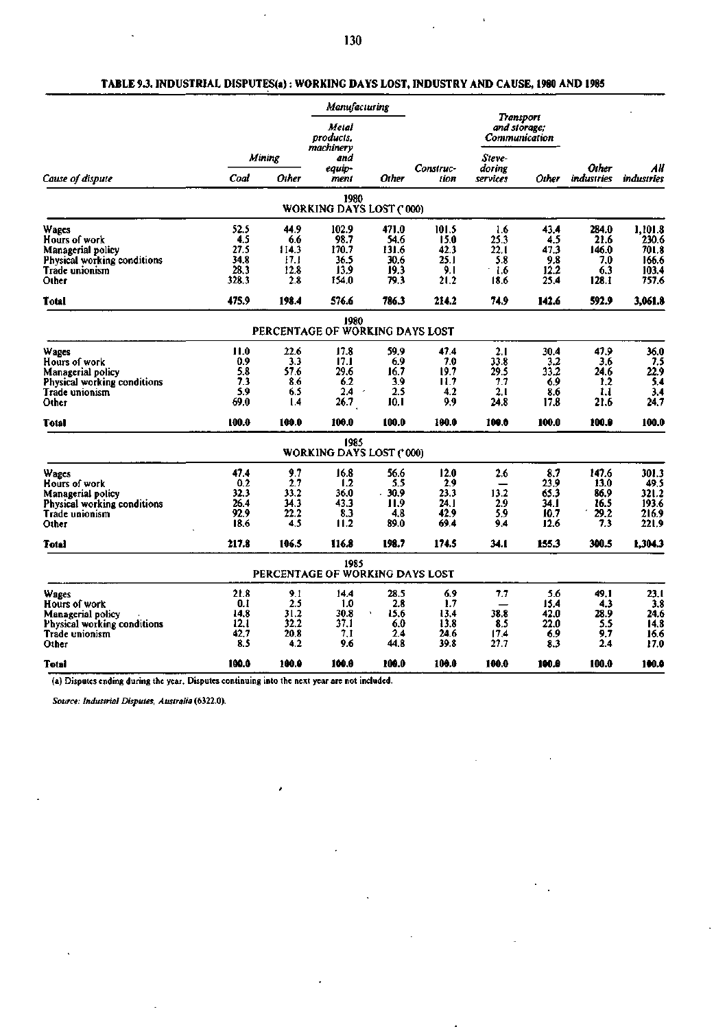**TABLE 9.3. INDUSTRIAL DISPUTES(a): WORKING DAYS LOST, INDUSTRY AND CAUSE, 1980 AND 1985**

| Cause of dispute | Mining | | Manufacturing | | Construction | Transport and storage; Communication | | Other industries | All industries |
|---|---|---|---|---|---|---|---|---|---|
| | Coal | Other | Metal products, machinery and equipment | Other | | Stevedoring services | Other | | |
| **1980 — WORKING DAYS LOST ('000)** | | | | | | | | | |
| Wages | 52.5 | 44.9 | 102.9 | 471.0 | 101.5 | 1.6 | 43.4 | 284.0 | 1,101.8 |
| Hours of work | 4.5 | 6.6 | 98.7 | 54.6 | 15.0 | 25.3 | 4.5 | 21.6 | 230.6 |
| Managerial policy | 27.5 | 114.3 | 170.7 | 131.6 | 42.3 | 22.1 | 47.3 | 146.0 | 701.8 |
| Physical working conditions | 34.8 | 17.1 | 36.5 | 30.6 | 25.1 | 5.8 | 9.8 | 7.0 | 166.6 |
| Trade unionism | 28.3 | 12.8 | 13.9 | 19.3 | 9.1 | 1.6 | 12.2 | 6.3 | 103.4 |
| Other | 328.3 | 2.8 | 154.0 | 79.3 | 21.2 | 18.6 | 25.4 | 128.1 | 757.6 |
| **Total** | **475.9** | **198.4** | **576.6** | **786.3** | **214.2** | **74.9** | **142.6** | **592.9** | **3,061.8** |
| **1980 — PERCENTAGE OF WORKING DAYS LOST** | | | | | | | | | |
| Wages | 11.0 | 22.6 | 17.8 | 59.9 | 47.4 | 2.1 | 30.4 | 47.9 | 36.0 |
| Hours of work | 0.9 | 3.3 | 17.1 | 6.9 | 7.0 | 33.8 | 3.2 | 3.6 | 7.5 |
| Managerial policy | 5.8 | 57.6 | 29.6 | 16.7 | 19.7 | 29.5 | 33.2 | 24.6 | 22.9 |
| Physical working conditions | 7.3 | 8.6 | 6.2 | 3.9 | 11.7 | 7.7 | 6.9 | 1.2 | 5.4 |
| Trade unionism | 5.9 | 6.5 | 2.4 | 2.5 | 4.2 | 2.1 | 8.6 | 1.1 | 3.4 |
| Other | 69.0 | 1.4 | 26.7 | 10.1 | 9.9 | 24.8 | 17.8 | 21.6 | 24.7 |
| **Total** | **100.0** | **100.0** | **100.0** | **100.0** | **100.0** | **100.0** | **100.0** | **100.0** | **100.0** |
| **1985 — WORKING DAYS LOST ('000)** | | | | | | | | | |
| Wages | 47.4 | 9.7 | 16.8 | 56.6 | 12.0 | 2.6 | 8.7 | 147.6 | 301.3 |
| Hours of work | 0.2 | 2.7 | 1.2 | 5.5 | 2.9 | — | 23.9 | 13.0 | 49.5 |
| Managerial policy | 32.3 | 33.2 | 36.0 | 30.9 | 23.3 | 13.2 | 65.3 | 86.9 | 321.2 |
| Physical working conditions | 26.4 | 34.3 | 43.3 | 11.9 | 24.1 | 2.9 | 34.1 | 16.5 | 193.6 |
| Trade unionism | 92.9 | 22.2 | 8.3 | 4.8 | 42.9 | 5.9 | 10.7 | 29.2 | 216.9 |
| Other | 18.6 | 4.5 | 11.2 | 89.0 | 69.4 | 9.4 | 12.6 | 7.3 | 221.9 |
| **Total** | **217.8** | **106.5** | **116.8** | **198.7** | **174.5** | **34.1** | **155.3** | **300.5** | **1,304.3** |
| **1985 — PERCENTAGE OF WORKING DAYS LOST** | | | | | | | | | |
| Wages | 21.8 | 9.1 | 14.4 | 28.5 | 6.9 | 7.7 | 5.6 | 49.1 | 23.1 |
| Hours of work | 0.1 | 2.5 | 1.0 | 2.8 | 1.7 | — | 15.4 | 4.3 | 3.8 |
| Managerial policy | 14.8 | 31.2 | 30.8 | 15.6 | 13.4 | 38.8 | 42.0 | 28.9 | 24.6 |
| Physical working conditions | 12.1 | 32.2 | 37.1 | 6.0 | 13.8 | 8.5 | 22.0 | 5.5 | 14.8 |
| Trade unionism | 42.7 | 20.8 | 7.1 | 2.4 | 24.6 | 17.4 | 6.9 | 9.7 | 16.6 |
| Other | 8.5 | 4.2 | 9.6 | 44.8 | 39.8 | 27.7 | 8.3 | 2.4 | 17.0 |
| **Total** | **100.0** | **100.0** | **100.0** | **100.0** | **100.0** | **100.0** | **100.0** | **100.0** | **100.0** |

(a) Disputes ending during the year. Disputes continuing into the next year are not included.

*Source: Industrial Disputes, Australia* (6322.0).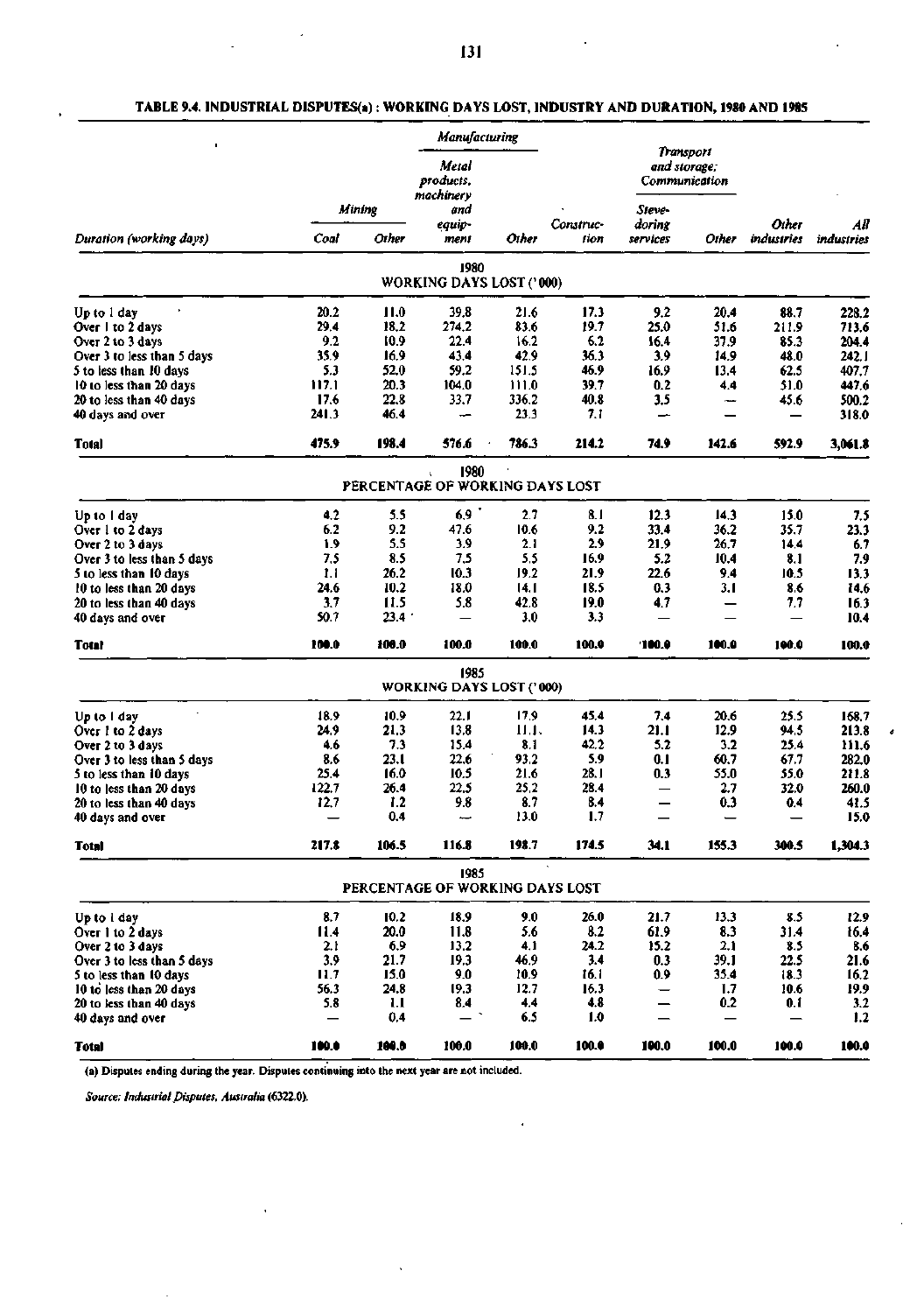### TABLE 9.4. INDUSTRIAL DISPUTES(a) : WORKING DAYS LOST, INDUSTRY AND DURATION, 1980 AND 1985

| Duration (working days) | Mining | | Manufacturing | | Construction | Transport and storage; Communication | | Other industries | All industries |
|---|---|---|---|---|---|---|---|---|---|
| | Coal | Other | Metal products, machinery and equipment | Other | | Stevedoring services | Other | | |
| **1980 — WORKING DAYS LOST ('000)** | | | | | | | | | |
| Up to 1 day | 20.2 | 11.0 | 39.8 | 21.6 | 17.3 | 9.2 | 20.4 | 88.7 | 228.2 |
| Over 1 to 2 days | 29.4 | 18.2 | 274.2 | 83.6 | 19.7 | 25.0 | 51.6 | 211.9 | 713.6 |
| Over 2 to 3 days | 9.2 | 10.9 | 22.4 | 16.2 | 6.2 | 16.4 | 37.9 | 85.3 | 204.4 |
| Over 3 to less than 5 days | 35.9 | 16.9 | 43.4 | 42.9 | 36.3 | 3.9 | 14.9 | 48.0 | 242.1 |
| 5 to less than 10 days | 5.3 | 52.0 | 59.2 | 151.5 | 46.9 | 16.9 | 13.4 | 62.5 | 407.7 |
| 10 to less than 20 days | 117.1 | 20.3 | 104.0 | 111.0 | 39.7 | 0.2 | 4.4 | 51.0 | 447.6 |
| 20 to less than 40 days | 17.6 | 22.8 | 33.7 | 336.2 | 40.8 | 3.5 | — | 45.6 | 500.2 |
| 40 days and over | 241.3 | 46.4 | — | 23.3 | 7.1 | — | — | — | 318.0 |
| **Total** | **475.9** | **198.4** | **576.6** | **786.3** | **214.2** | **74.9** | **142.6** | **592.9** | **3,061.8** |
| **1980 — PERCENTAGE OF WORKING DAYS LOST** | | | | | | | | | |
| Up to 1 day | 4.2 | 5.5 | 6.9 | 2.7 | 8.1 | 12.3 | 14.3 | 15.0 | 7.5 |
| Over 1 to 2 days | 6.2 | 9.2 | 47.6 | 10.6 | 9.2 | 33.4 | 36.2 | 35.7 | 23.3 |
| Over 2 to 3 days | 1.9 | 5.5 | 3.9 | 2.1 | 2.9 | 21.9 | 26.7 | 14.4 | 6.7 |
| Over 3 to less than 5 days | 7.5 | 8.5 | 7.5 | 5.5 | 16.9 | 5.2 | 10.4 | 8.1 | 7.9 |
| 5 to less than 10 days | 1.1 | 26.2 | 10.3 | 19.2 | 21.9 | 22.6 | 9.4 | 10.5 | 13.3 |
| 10 to less than 20 days | 24.6 | 10.2 | 18.0 | 14.1 | 18.5 | 0.3 | 3.1 | 8.6 | 14.6 |
| 20 to less than 40 days | 3.7 | 11.5 | 5.8 | 42.8 | 19.0 | 4.7 | — | 7.7 | 16.3 |
| 40 days and over | 50.7 | 23.4 | — | 3.0 | 3.3 | — | — | — | 10.4 |
| **Total** | **100.0** | **100.0** | **100.0** | **100.0** | **100.0** | **100.0** | **100.0** | **100.0** | **100.0** |
| **1985 — WORKING DAYS LOST ('000)** | | | | | | | | | |
| Up to 1 day | 18.9 | 10.9 | 22.1 | 17.9 | 45.4 | 7.4 | 20.6 | 25.5 | 168.7 |
| Over 1 to 2 days | 24.9 | 21.3 | 13.8 | 11.1 | 14.3 | 21.1 | 12.9 | 94.5 | 213.8 |
| Over 2 to 3 days | 4.6 | 7.3 | 15.4 | 8.1 | 42.2 | 5.2 | 3.2 | 25.4 | 111.6 |
| Over 3 to less than 5 days | 8.6 | 23.1 | 22.6 | 93.2 | 5.9 | 0.1 | 60.7 | 67.7 | 282.0 |
| 5 to less than 10 days | 25.4 | 16.0 | 10.5 | 21.6 | 28.1 | 0.3 | 55.0 | 55.0 | 211.8 |
| 10 to less than 20 days | 122.7 | 26.4 | 22.5 | 25.2 | 28.4 | — | 2.7 | 32.0 | 260.0 |
| 20 to less than 40 days | 12.7 | 1.2 | 9.8 | 8.7 | 8.4 | — | 0.3 | 0.4 | 41.5 |
| 40 days and over | — | 0.4 | — | 13.0 | 1.7 | — | — | — | 15.0 |
| **Total** | **217.8** | **106.5** | **116.8** | **198.7** | **174.5** | **34.1** | **155.3** | **300.5** | **1,304.3** |
| **1985 — PERCENTAGE OF WORKING DAYS LOST** | | | | | | | | | |
| Up to 1 day | 8.7 | 10.2 | 18.9 | 9.0 | 26.0 | 21.7 | 13.3 | 8.5 | 12.9 |
| Over 1 to 2 days | 11.4 | 20.0 | 11.8 | 5.6 | 8.2 | 61.9 | 8.3 | 31.4 | 16.4 |
| Over 2 to 3 days | 2.1 | 6.9 | 13.2 | 4.1 | 24.2 | 15.2 | 2.1 | 8.5 | 8.6 |
| Over 3 to less than 5 days | 3.9 | 21.7 | 19.3 | 46.9 | 3.4 | 0.3 | 39.1 | 22.5 | 21.6 |
| 5 to less than 10 days | 11.7 | 15.0 | 9.0 | 10.9 | 16.1 | 0.9 | 35.4 | 18.3 | 16.2 |
| 10 to less than 20 days | 56.3 | 24.8 | 19.3 | 12.7 | 16.3 | — | 1.7 | 10.6 | 19.9 |
| 20 to less than 40 days | 5.8 | 1.1 | 8.4 | 4.4 | 4.8 | — | 0.2 | 0.1 | 3.2 |
| 40 days and over | — | 0.4 | — | 6.5 | 1.0 | — | — | — | 1.2 |
| **Total** | **100.0** | **100.0** | **100.0** | **100.0** | **100.0** | **100.0** | **100.0** | **100.0** | **100.0** |

(a) Disputes ending during the year. Disputes continuing into the next year are not included.

*Source: Industrial Disputes, Australia* (6322.0).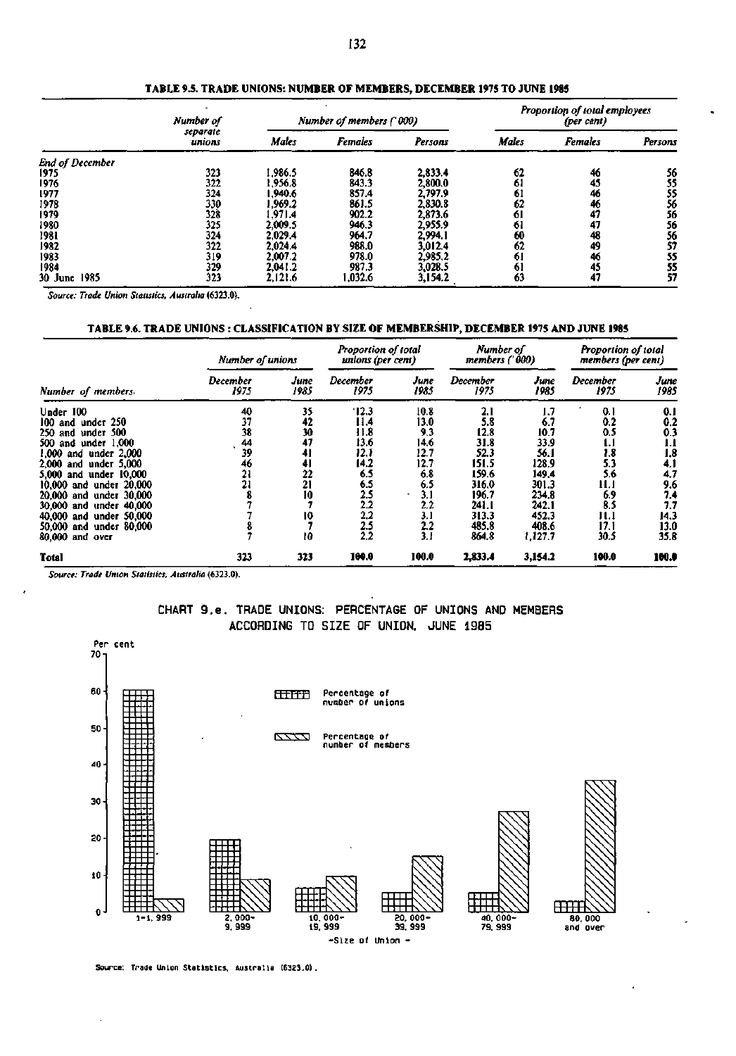**TABLE 9.5. TRADE UNIONS: NUMBER OF MEMBERS, DECEMBER 1975 TO JUNE 1985**

| | Number of separate unions | Number of members ('000) | | | Proportion of total employees (per cent) | | |
|---|---|---|---|---|---|---|---|
| | | Males | Females | Persons | Males | Females | Persons |
| *End of December* | | | | | | | |
| 1975 | 323 | 1,986.5 | 846.8 | 2,833.4 | 62 | 46 | 56 |
| 1976 | 322 | 1,956.8 | 843.3 | 2,800.0 | 61 | 45 | 55 |
| 1977 | 324 | 1,940.6 | 857.4 | 2,797.9 | 61 | 46 | 55 |
| 1978 | 330 | 1,969.2 | 861.5 | 2,830.8 | 62 | 46 | 56 |
| 1979 | 328 | 1,971.4 | 902.2 | 2,873.6 | 61 | 47 | 56 |
| 1980 | 325 | 2,009.5 | 946.3 | 2,955.9 | 61 | 47 | 56 |
| 1981 | 324 | 2,029.4 | 964.7 | 2,994.1 | 60 | 48 | 56 |
| 1982 | 322 | 2,024.4 | 988.0 | 3,012.4 | 62 | 49 | 57 |
| 1983 | 319 | 2,007.2 | 978.0 | 2,985.2 | 61 | 46 | 55 |
| 1984 | 329 | 2,041.2 | 987.3 | 3,028.5 | 61 | 45 | 55 |
| 30 June 1985 | 323 | 2,121.6 | 1,032.6 | 3,154.2 | 63 | 47 | 57 |

*Source: Trade Union Statistics, Australia (6323.0).*

**TABLE 9.6. TRADE UNIONS : CLASSIFICATION BY SIZE OF MEMBERSHIP, DECEMBER 1975 AND JUNE 1985**

| | Number of unions | | Proportion of total unions (per cent) | | Number of members ('000) | | Proportion of total members (per cent) | |
|---|---|---|---|---|---|---|---|---|
| Number of members | December 1975 | June 1985 | December 1975 | June 1985 | December 1975 | June 1985 | December 1975 | June 1985 |
| Under 100 | 40 | 35 | 12.3 | 10.8 | 2.1 | 1.7 | 0.1 | 0.1 |
| 100 and under 250 | 37 | 42 | 11.4 | 13.0 | 5.8 | 6.7 | 0.2 | 0.2 |
| 250 and under 500 | 38 | 30 | 11.8 | 9.3 | 12.8 | 10.7 | 0.5 | 0.3 |
| 500 and under 1,000 | 44 | 47 | 13.6 | 14.6 | 31.8 | 33.9 | 1.1 | 1.1 |
| 1,000 and under 2,000 | 39 | 41 | 12.1 | 12.7 | 52.3 | 56.1 | 1.8 | 1.8 |
| 2,000 and under 5,000 | 46 | 41 | 14.2 | 12.7 | 151.5 | 128.9 | 5.3 | 4.1 |
| 5,000 and under 10,000 | 21 | 22 | 6.5 | 6.8 | 159.6 | 149.4 | 5.6 | 4.7 |
| 10,000 and under 20,000 | 21 | 21 | 6.5 | 6.5 | 316.0 | 301.3 | 11.1 | 9.6 |
| 20,000 and under 30,000 | 8 | 10 | 2.5 | 3.1 | 196.7 | 234.8 | 6.9 | 7.4 |
| 30,000 and under 40,000 | 7 | 7 | 2.2 | 2.2 | 241.1 | 242.1 | 8.5 | 7.7 |
| 40,000 and under 50,000 | 7 | 10 | 2.2 | 3.1 | 313.3 | 452.3 | 11.1 | 14.3 |
| 50,000 and under 80,000 | 8 | 7 | 2.5 | 2.2 | 485.8 | 408.6 | 17.1 | 13.0 |
| 80,000 and over | 7 | 10 | 2.2 | 3.1 | 864.8 | 1,127.7 | 30.5 | 35.8 |
| **Total** | **323** | **323** | **100.0** | **100.0** | **2,833.4** | **3,154.2** | **100.0** | **100.0** |

*Source: Trade Union Statistics, Australia (6323.0).*

CHART 9.e. TRADE UNIONS: PERCENTAGE OF UNIONS AND MEMBERS ACCORDING TO SIZE OF UNION, JUNE 1985

Source: Trade Union Statistics, Australia (6323.0).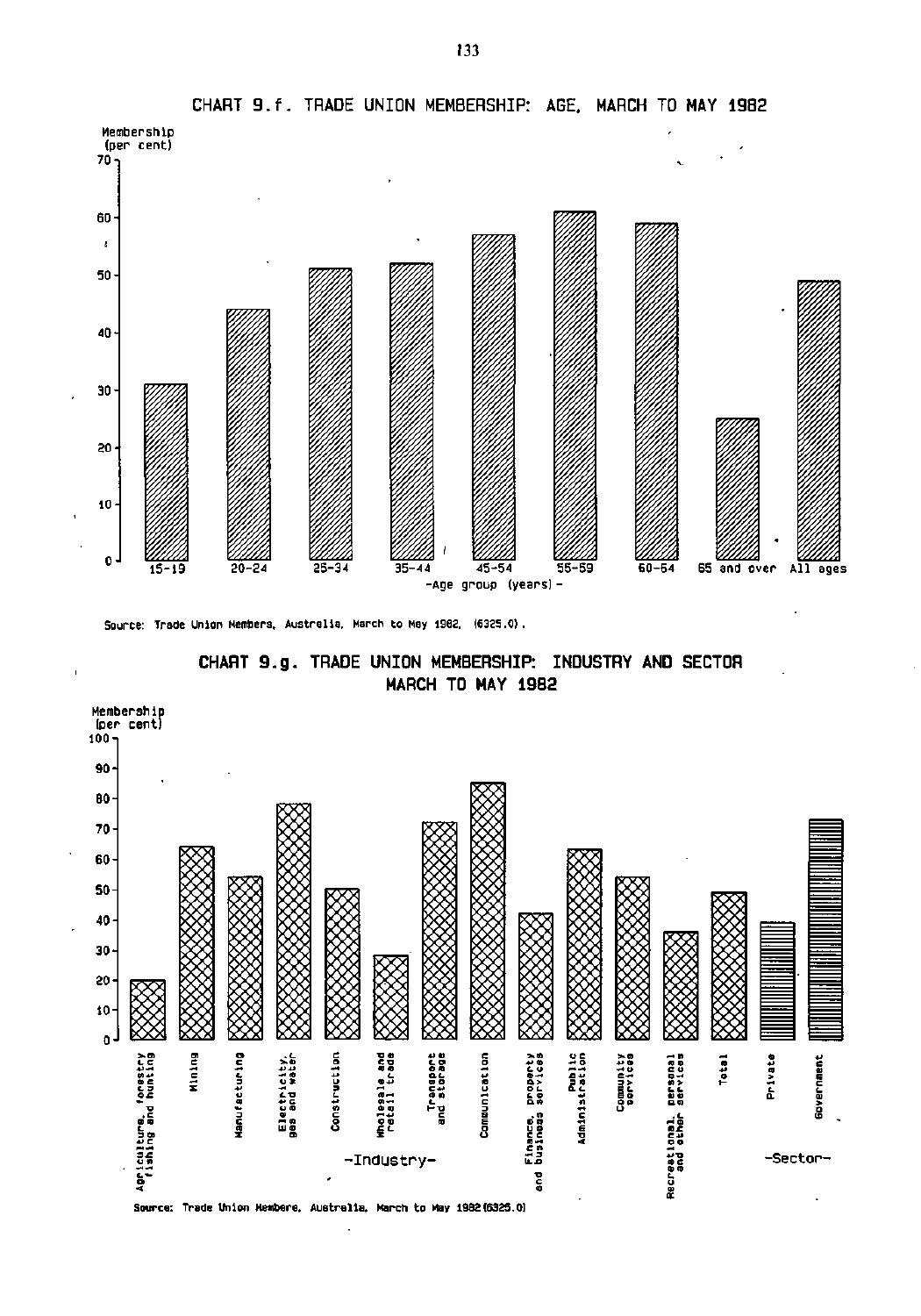## CHART 9.f. TRADE UNION MEMBERSHIP: AGE, MARCH TO MAY 1982

Membership (per cent)

| Age group (years) | Membership (per cent) |
|---|---|
| 15-19 | 31 |
| 20-24 | 44 |
| 25-34 | 51 |
| 35-44 | 52 |
| 45-54 | 57 |
| 55-59 | 61 |
| 60-64 | 59 |
| 65 and over | 25 |
| All ages | 49 |

Source: Trade Union Members, Australia, March to May 1982, (6325.0).

## CHART 9.g. TRADE UNION MEMBERSHIP: INDUSTRY AND SECTOR MARCH TO MAY 1982

Membership (per cent)

| | Membership (per cent) |
|---|---|
| **-Industry-** | |
| Agriculture, forestry fishing and hunting | 20 |
| Mining | 64 |
| Manufacturing | 54 |
| Electricity, gas and water | 78 |
| Construction | 50 |
| Wholesale and retail trade | 28 |
| Transport and storage | 72 |
| Communication | 85 |
| Finance, property and business services | 42 |
| Public Administration | 63 |
| Community services | 54 |
| Recreational, personal and other services | 36 |
| Total | 49 |
| **-Sector-** | |
| Private | 39 |
| Government | 73 |

Source: Trade Union Members, Australia, March to May 1982 (6325.0)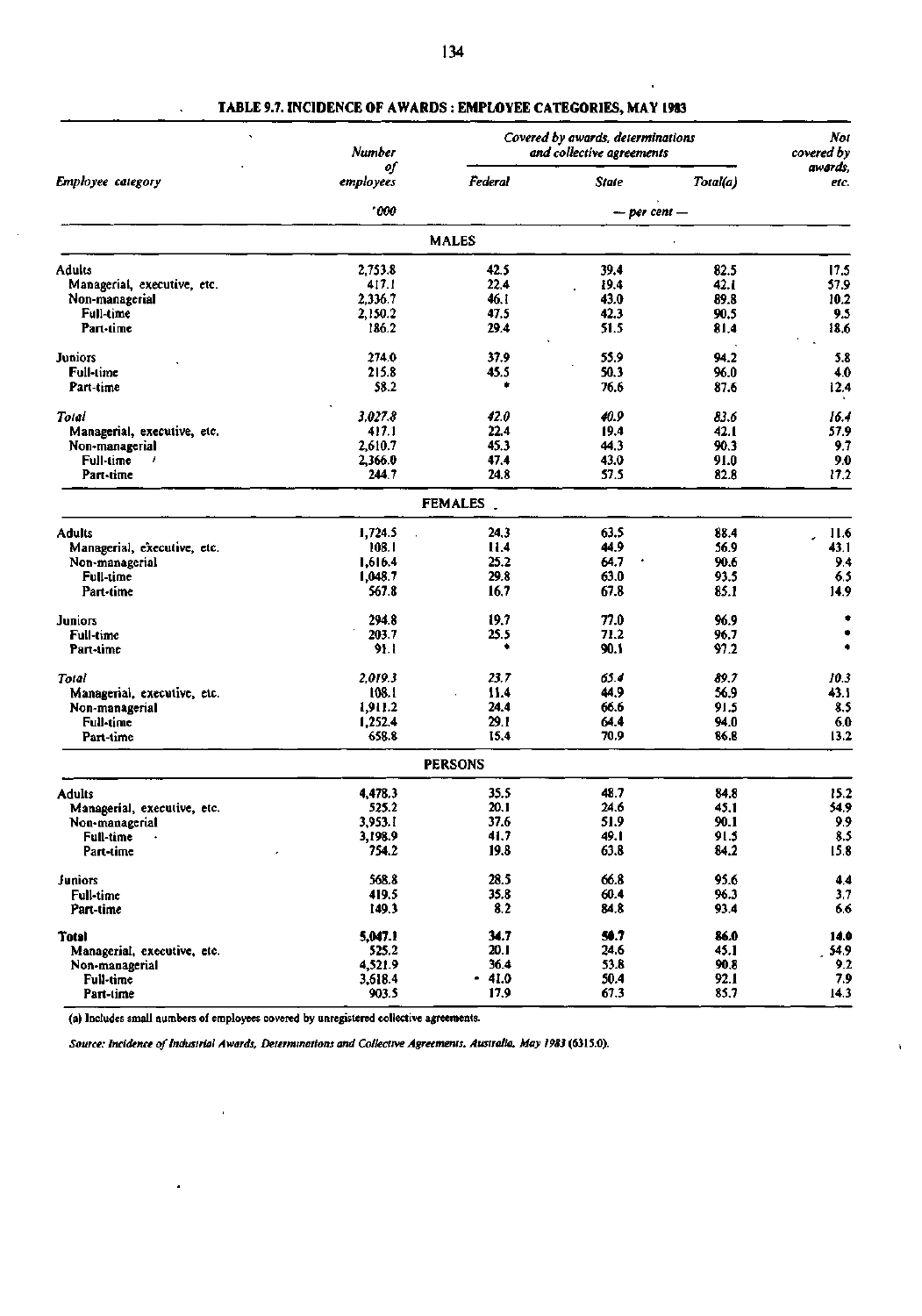## TABLE 9.7. INCIDENCE OF AWARDS : EMPLOYEE CATEGORIES, MAY 1983

| Employee category | Number of employees | Covered by awards, determinations and collective agreements | | | Not covered by awards, etc. |
|---|---|---|---|---|---|
| | | Federal | State | Total(a) | |
| | '000 | — per cent — | | | |
| **MALES** | | | | | |
| Adults | 2,753.8 | 42.5 | 39.4 | 82.5 | 17.5 |
| Managerial, executive, etc. | 417.1 | 22.4 | 19.4 | 42.1 | 57.9 |
| Non-managerial | 2,336.7 | 46.1 | 43.0 | 89.8 | 10.2 |
| Full-time | 2,150.2 | 47.5 | 42.3 | 90.5 | 9.5 |
| Part-time | 186.2 | 29.4 | 51.5 | 81.4 | 18.6 |
| Juniors | 274.0 | 37.9 | 55.9 | 94.2 | 5.8 |
| Full-time | 215.8 | 45.5 | 50.3 | 96.0 | 4.0 |
| Part-time | 58.2 | * | 76.6 | 87.6 | 12.4 |
| *Total* | *3,027.8* | *42.0* | *40.9* | *83.6* | *16.4* |
| Managerial, executive, etc. | 417.1 | 22.4 | 19.4 | 42.1 | 57.9 |
| Non-managerial | 2,610.7 | 45.3 | 44.3 | 90.3 | 9.7 |
| Full-time | 2,366.0 | 47.4 | 43.0 | 91.0 | 9.0 |
| Part-time | 244.7 | 24.8 | 57.5 | 82.8 | 17.2 |
| **FEMALES** | | | | | |
| Adults | 1,724.5 | 24.3 | 63.5 | 88.4 | 11.6 |
| Managerial, executive, etc. | 108.1 | 11.4 | 44.9 | 56.9 | 43.1 |
| Non-managerial | 1,616.4 | 25.2 | 64.7 | 90.6 | 9.4 |
| Full-time | 1,048.7 | 29.8 | 63.0 | 93.5 | 6.5 |
| Part-time | 567.8 | 16.7 | 67.8 | 85.1 | 14.9 |
| Juniors | 294.8 | 19.7 | 77.0 | 96.9 | * |
| Full-time | 203.7 | 25.5 | 71.2 | 96.7 | * |
| Part-time | 91.1 | * | 90.1 | 97.2 | * |
| *Total* | *2,019.3* | *23.7* | *65.4* | *89.7* | *10.3* |
| Managerial, executive, etc. | 108.1 | 11.4 | 44.9 | 56.9 | 43.1 |
| Non-managerial | 1,911.2 | 24.4 | 66.6 | 91.5 | 8.5 |
| Full-time | 1,252.4 | 29.1 | 64.4 | 94.0 | 6.0 |
| Part-time | 658.8 | 15.4 | 70.9 | 86.8 | 13.2 |
| **PERSONS** | | | | | |
| Adults | 4,478.3 | 35.5 | 48.7 | 84.8 | 15.2 |
| Managerial, executive, etc. | 525.2 | 20.1 | 24.6 | 45.1 | 54.9 |
| Non-managerial | 3,953.1 | 37.6 | 51.9 | 90.1 | 9.9 |
| Full-time | 3,198.9 | 41.7 | 49.1 | 91.5 | 8.5 |
| Part-time | 754.2 | 19.8 | 63.8 | 84.2 | 15.8 |
| Juniors | 568.8 | 28.5 | 66.8 | 95.6 | 4.4 |
| Full-time | 419.5 | 35.8 | 60.4 | 96.3 | 3.7 |
| Part-time | 149.3 | 8.2 | 84.8 | 93.4 | 6.6 |
| **Total** | **5,047.1** | **34.7** | **50.7** | **86.0** | **14.0** |
| Managerial, executive, etc. | 525.2 | 20.1 | 24.6 | 45.1 | 54.9 |
| Non-managerial | 4,521.9 | 36.4 | 53.8 | 90.8 | 9.2 |
| Full-time | 3,618.4 | 41.0 | 50.4 | 92.1 | 7.9 |
| Part-time | 903.5 | 17.9 | 67.3 | 85.7 | 14.3 |

(a) Includes small numbers of employees covered by unregistered collective agreements.

*Source: Incidence of Industrial Awards, Determinations and Collective Agreements, Australia, May 1983* (6315.0).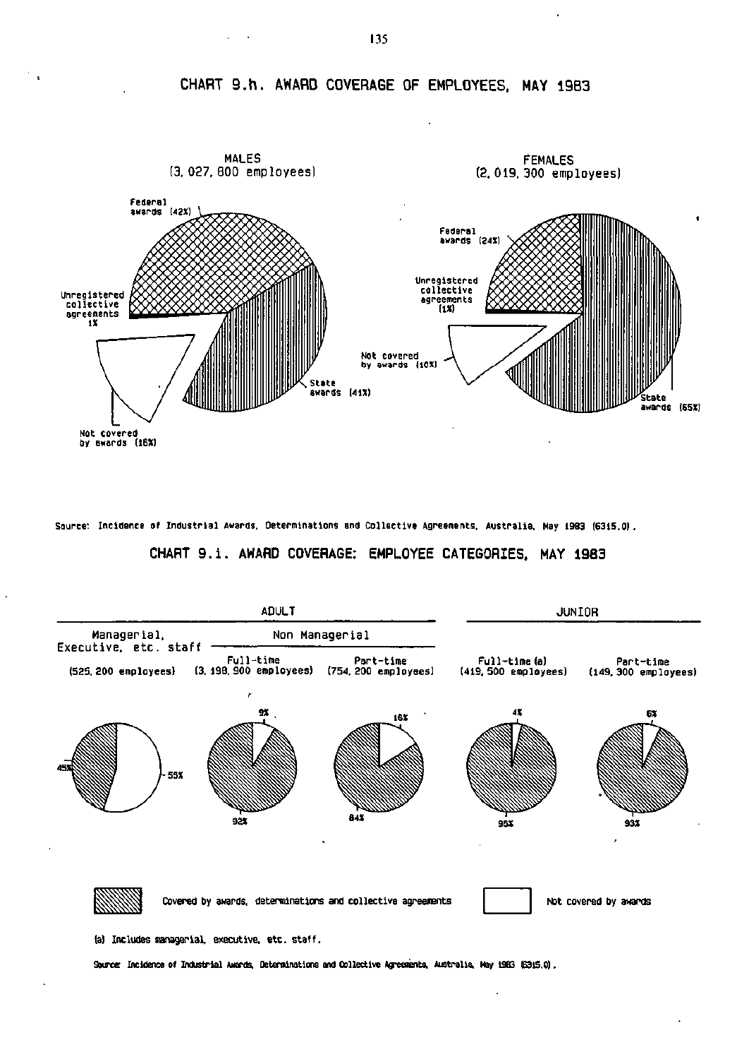## CHART 9.h. AWARD COVERAGE OF EMPLOYEES, MAY 1983

MALES
(3,027,800 employees)

Federal awards (42%)

Unregistered collective agreements 1%

State awards (41%)

Not covered by awards (16%)

FEMALES
(2,019,300 employees)

Federal awards (24%)

Unregistered collective agreements (1%)

Not covered by awards (10%)

State awards (65%)

Source: Incidence of Industrial Awards, Determinations and Collective Agreements, Australia, May 1983 (6315.0).

## CHART 9.i. AWARD COVERAGE: EMPLOYEE CATEGORIES, MAY 1983

| ADULT | | | JUNIOR | |
|---|---|---|---|---|
| Managerial, Executive, etc. staff | Non Managerial | | | |
| | Full-time | Part-time | Full-time (a) | Part-time |
| (525,200 employees) | (3,198,900 employees) | (754,200 employees) | (419,500 employees) | (149,300 employees) |
| 45% | 92% | 84% | 96% | 93% |
| 55% | 9% | 16% | 4% | 6% |

Covered by awards, determinations and collective agreements

Not covered by awards

(a) Includes managerial, executive, etc. staff.

Source: Incidence of Industrial Awards, Determinations and Collective Agreements, Australia, May 1983 (6315.0).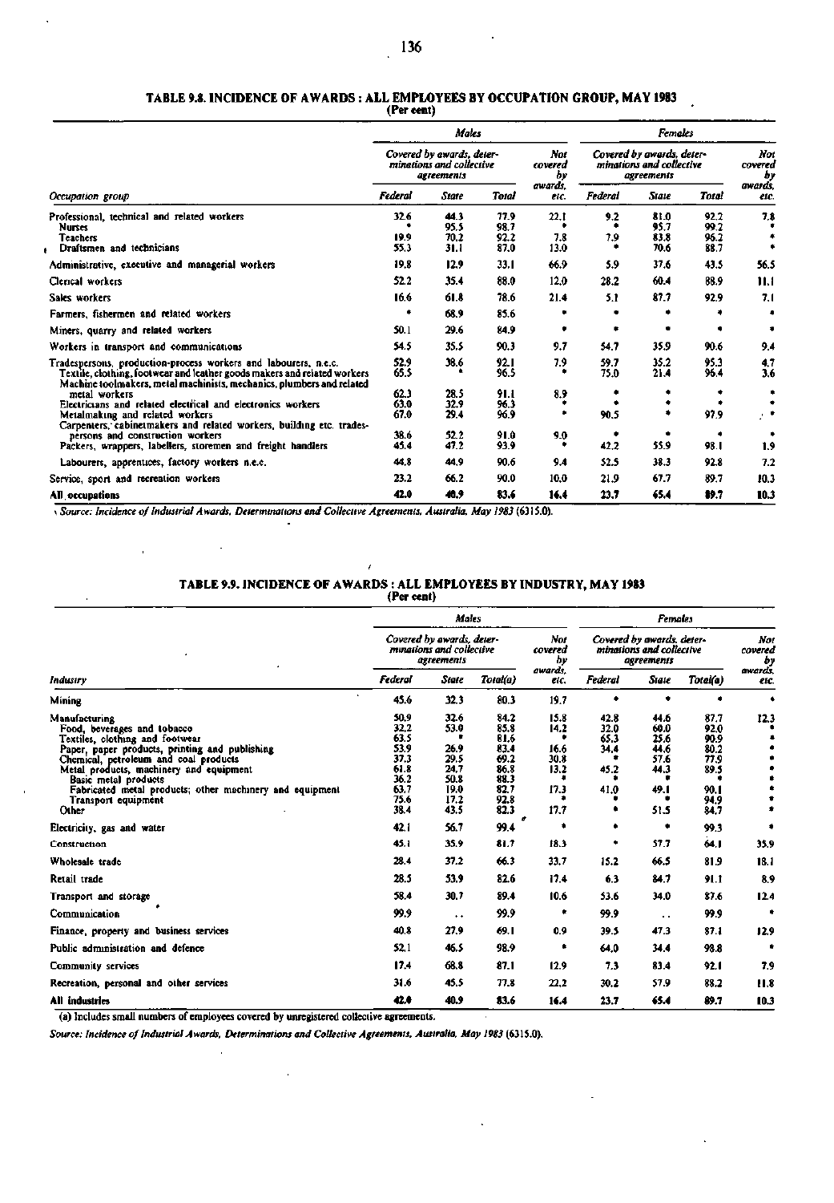## TABLE 9.8. INCIDENCE OF AWARDS : ALL EMPLOYEES BY OCCUPATION GROUP, MAY 1983
(Per cent)

| | Males | | | | Females | | | |
|---|---|---|---|---|---|---|---|---|
| | Covered by awards, determinations and collective agreements | | | Not covered by awards, etc. | Covered by awards, determinations and collective agreements | | | Not covered by awards, etc. |
| Occupation group | Federal | State | Total | | Federal | State | Total | |
| Professional, technical and related workers | 32.6 | 44.3 | 77.9 | 22.1 | 9.2 | 81.0 | 92.2 | 7.8 |
| Nurses | * | 95.5 | 98.7 | * | * | 95.7 | 99.2 | * |
| Teachers | 19.9 | 70.2 | 92.2 | 7.8 | 7.9 | 83.8 | 96.2 | * |
| Draftsmen and technicians | 55.3 | 31.1 | 87.0 | 13.0 | * | 70.6 | 88.7 | * |
| Administrative, executive and managerial workers | 19.8 | 12.9 | 33.1 | 66.9 | 5.9 | 37.6 | 43.5 | 56.5 |
| Clerical workers | 52.2 | 35.4 | 88.0 | 12.0 | 28.2 | 60.4 | 88.9 | 11.1 |
| Sales workers | 16.6 | 61.8 | 78.6 | 21.4 | 5.1 | 87.7 | 92.9 | 7.1 |
| Farmers, fishermen and related workers | * | 68.9 | 85.6 | * | * | * | * | * |
| Miners, quarry and related workers | 50.1 | 29.6 | 84.9 | * | * | * | * | * |
| Workers in transport and communications | 54.5 | 35.5 | 90.3 | 9.7 | 54.7 | 35.9 | 90.6 | 9.4 |
| Tradespersons, production-process workers and labourers, n.e.c. | 52.9 | 38.6 | 92.1 | 7.9 | 59.7 | 35.2 | 95.3 | 4.7 |
| Textile, clothing, footwear and leather goods makers and related workers | 65.5 | * | 96.5 | * | 75.0 | 21.4 | 96.4 | 3.6 |
| Machine toolmakers, metal machinists, mechanics, plumbers and related metal workers | 62.3 | 28.5 | 91.1 | 8.9 | * | * | * | * |
| Electricians and related electrical and electronics workers | 63.0 | 32.9 | 96.3 | * | * | * | * | * |
| Metalmaking and related workers | 67.0 | 29.4 | 96.9 | * | 90.5 | * | 97.9 | * |
| Carpenters, cabinetmakers and related workers, building etc. tradespersons and construction workers | 38.6 | 52.2 | 91.0 | 9.0 | * | * | * | * |
| Packers, wrappers, labellers, storemen and freight handlers | 45.4 | 47.2 | 93.9 | * | 42.2 | 55.9 | 98.1 | 1.9 |
| Labourers, apprentices, factory workers n.e.c. | 44.8 | 44.9 | 90.6 | 9.4 | 52.5 | 38.3 | 92.8 | 7.2 |
| Service, sport and recreation workers | 23.2 | 66.2 | 90.0 | 10.0 | 21.9 | 67.7 | 89.7 | 10.3 |
| **All occupations** | **42.0** | **40.9** | **83.6** | **16.4** | **23.7** | **65.4** | **89.7** | **10.3** |

*Source: Incidence of Industrial Awards, Determinations and Collective Agreements, Australia, May 1983* (6315.0).

## TABLE 9.9. INCIDENCE OF AWARDS : ALL EMPLOYEES BY INDUSTRY, MAY 1983
(Per cent)

| | Males | | | | Females | | | |
|---|---|---|---|---|---|---|---|---|
| | Covered by awards, determinations and collective agreements | | | Not covered by awards, etc. | Covered by awards, determinations and collective agreements | | | Not covered by awards, etc. |
| Industry | Federal | State | Total(a) | | Federal | State | Total(a) | |
| Mining | 45.6 | 32.3 | 80.3 | 19.7 | * | * | * | * |
| Manufacturing | 50.9 | 32.6 | 84.2 | 15.8 | 42.8 | 44.6 | 87.7 | 12.3 |
| Food, beverages and tobacco | 32.2 | 53.0 | 85.8 | 14.2 | 32.0 | 60.0 | 92.0 | * |
| Textiles, clothing and footwear | 63.5 | * | 81.6 | * | 65.3 | 25.6 | 90.9 | * |
| Paper, paper products, printing and publishing | 53.9 | 26.9 | 83.4 | 16.6 | 34.4 | 44.6 | 80.2 | * |
| Chemical, petroleum and coal products | 37.3 | 29.5 | 69.2 | 30.8 | * | 57.6 | 77.9 | * |
| Metal products, machinery and equipment | 61.8 | 24.7 | 86.8 | 13.2 | 45.2 | 44.3 | 89.5 | * |
| Basic metal products | 36.2 | 50.8 | 88.3 | * | * | * | * | * |
| Fabricated metal products; other machinery and equipment | 63.7 | 19.0 | 82.7 | 17.3 | 41.0 | 49.1 | 90.1 | * |
| Transport equipment | 75.6 | 17.2 | 92.8 | * | * | * | 94.9 | * |
| Other | 38.4 | 43.5 | 82.3 | 17.7 | * | 51.5 | 84.7 | * |
| Electricity, gas and water | 42.1 | 56.7 | 99.4 | * | * | * | 99.3 | * |
| Construction | 45.1 | 35.9 | 81.7 | 18.3 | * | 57.7 | 64.1 | 35.9 |
| Wholesale trade | 28.4 | 37.2 | 66.3 | 33.7 | 15.2 | 66.5 | 81.9 | 18.1 |
| Retail trade | 28.5 | 53.9 | 82.6 | 17.4 | 6.3 | 84.7 | 91.1 | 8.9 |
| Transport and storage | 58.4 | 30.7 | 89.4 | 10.6 | 53.6 | 34.0 | 87.6 | 12.4 |
| Communication | 99.9 | .. | 99.9 | * | 99.9 | .. | 99.9 | * |
| Finance, property and business services | 40.8 | 27.9 | 69.1 | 0.9 | 39.5 | 47.3 | 87.1 | 12.9 |
| Public administration and defence | 52.1 | 46.5 | 98.9 | * | 64.0 | 34.4 | 98.8 | * |
| Community services | 17.4 | 68.8 | 87.1 | 12.9 | 7.3 | 83.4 | 92.1 | 7.9 |
| Recreation, personal and other services | 31.6 | 45.5 | 77.8 | 22.2 | 30.2 | 57.9 | 88.2 | 11.8 |
| **All industries** | **42.0** | **40.9** | **83.6** | **16.4** | **23.7** | **65.4** | **89.7** | **10.3** |

(a) Includes small numbers of employees covered by unregistered collective agreements.

*Source: Incidence of Industrial Awards, Determinations and Collective Agreements, Australia, May 1983* (6315.0).